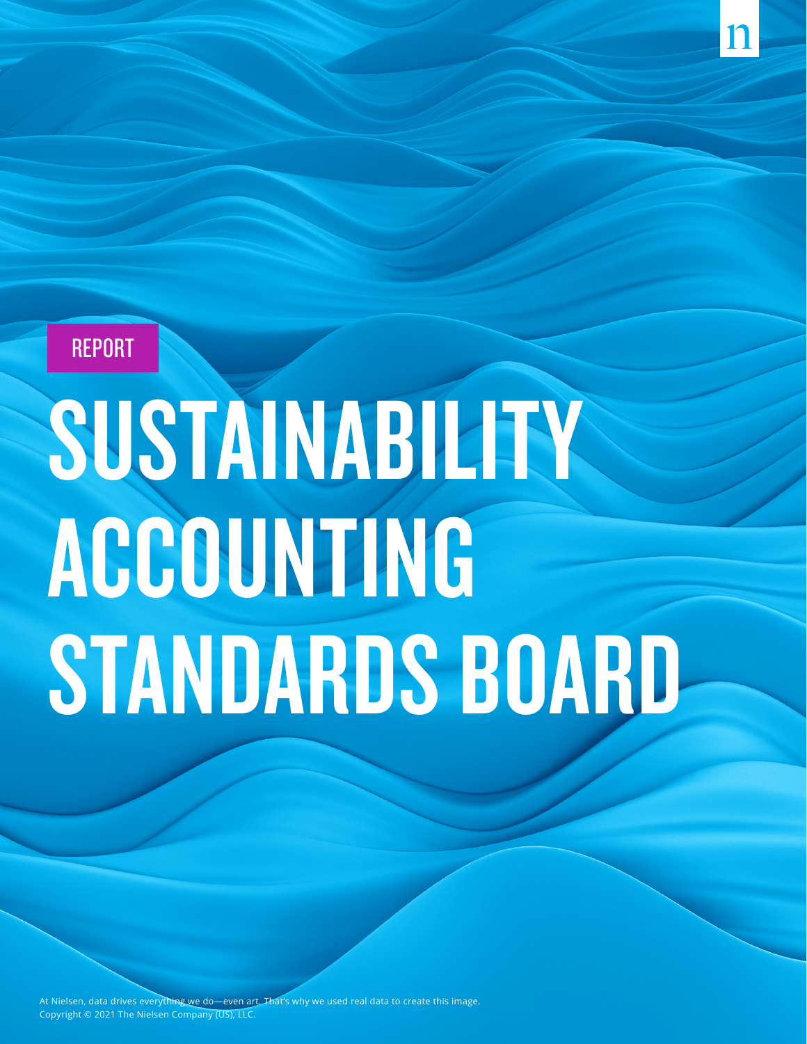REPORT

# SUSTAINABILITY ACCOUNTING STANDARDS BOARD

At Nielsen, data drives everything we do—even art. That's why we used real data to create this image.
Copyright © 2021 The Nielsen Company (US), LLC.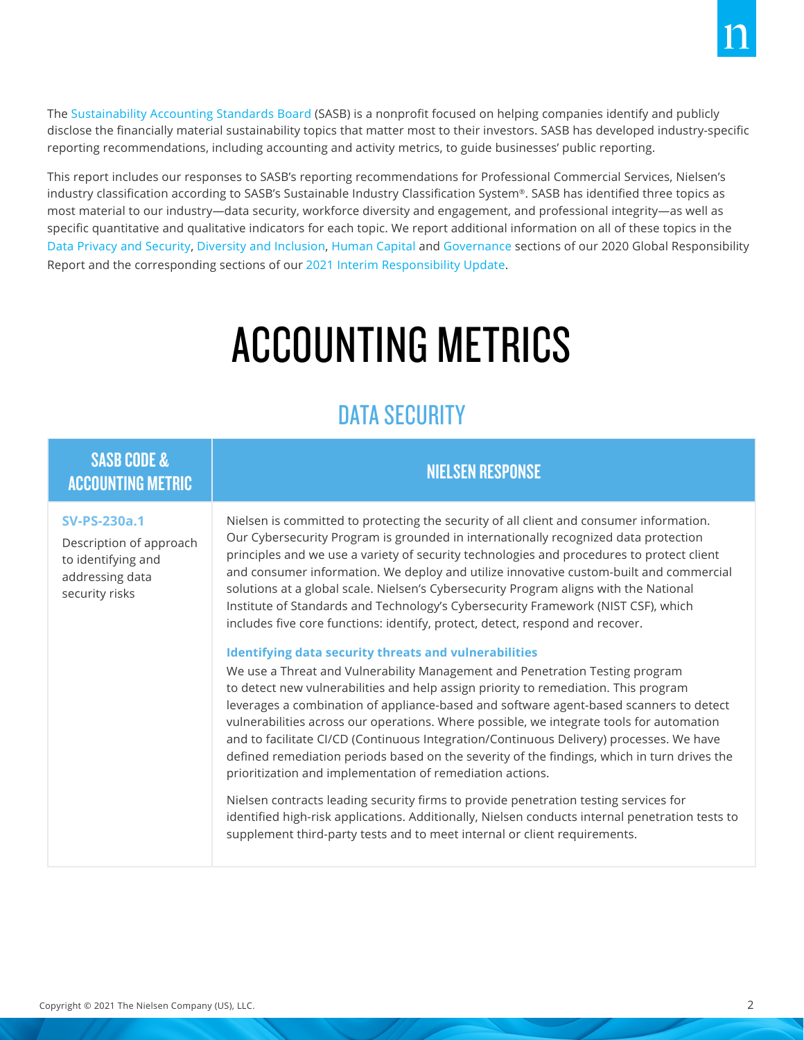The Sustainability Accounting Standards Board (SASB) is a nonprofit focused on helping companies identify and publicly disclose the financially material sustainability topics that matter most to their investors. SASB has developed industry-specific reporting recommendations, including accounting and activity metrics, to guide businesses' public reporting.

This report includes our responses to SASB's reporting recommendations for Professional Commercial Services, Nielsen's industry classification according to SASB's Sustainable Industry Classification System®. SASB has identified three topics as most material to our industry—data security, workforce diversity and engagement, and professional integrity—as well as specific quantitative and qualitative indicators for each topic. We report additional information on all of these topics in the Data Privacy and Security, Diversity and Inclusion, Human Capital and Governance sections of our 2020 Global Responsibility Report and the corresponding sections of our 2021 Interim Responsibility Update.

# ACCOUNTING METRICS

## DATA SECURITY

| SASB CODE & ACCOUNTING METRIC | NIELSEN RESPONSE |
|---|---|
| **SV-PS-230a.1**<br>Description of approach to identifying and addressing data security risks | Nielsen is committed to protecting the security of all client and consumer information. Our Cybersecurity Program is grounded in internationally recognized data protection principles and we use a variety of security technologies and procedures to protect client and consumer information. We deploy and utilize innovative custom-built and commercial solutions at a global scale. Nielsen's Cybersecurity Program aligns with the National Institute of Standards and Technology's Cybersecurity Framework (NIST CSF), which includes five core functions: identify, protect, detect, respond and recover.<br><br>**Identifying data security threats and vulnerabilities**<br>We use a Threat and Vulnerability Management and Penetration Testing program to detect new vulnerabilities and help assign priority to remediation. This program leverages a combination of appliance-based and software agent-based scanners to detect vulnerabilities across our operations. Where possible, we integrate tools for automation and to facilitate CI/CD (Continuous Integration/Continuous Delivery) processes. We have defined remediation periods based on the severity of the findings, which in turn drives the prioritization and implementation of remediation actions.<br><br>Nielsen contracts leading security firms to provide penetration testing services for identified high-risk applications. Additionally, Nielsen conducts internal penetration tests to supplement third-party tests and to meet internal or client requirements. |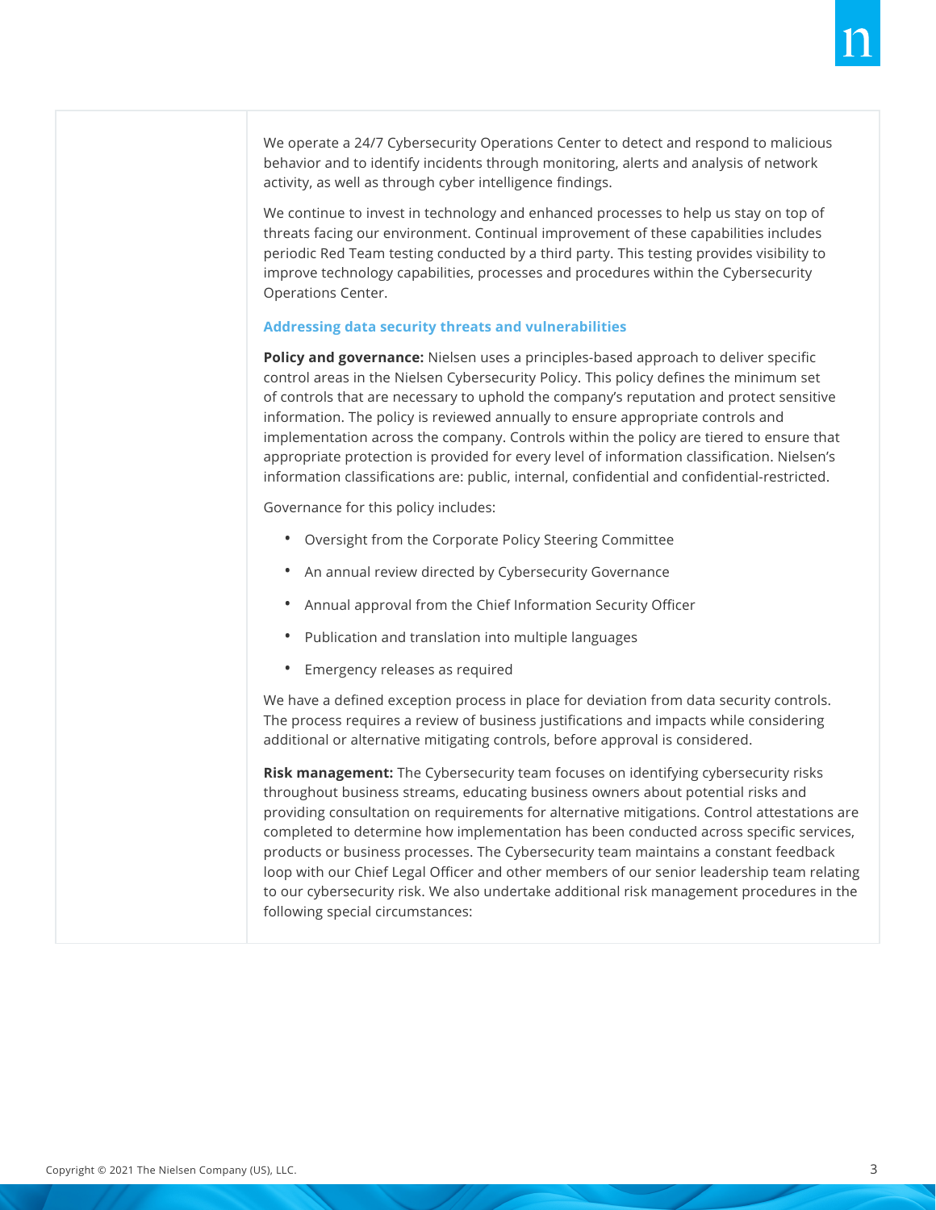We operate a 24/7 Cybersecurity Operations Center to detect and respond to malicious behavior and to identify incidents through monitoring, alerts and analysis of network activity, as well as through cyber intelligence findings.

We continue to invest in technology and enhanced processes to help us stay on top of threats facing our environment. Continual improvement of these capabilities includes periodic Red Team testing conducted by a third party. This testing provides visibility to improve technology capabilities, processes and procedures within the Cybersecurity Operations Center.

### Addressing data security threats and vulnerabilities

**Policy and governance:** Nielsen uses a principles-based approach to deliver specific control areas in the Nielsen Cybersecurity Policy. This policy defines the minimum set of controls that are necessary to uphold the company's reputation and protect sensitive information. The policy is reviewed annually to ensure appropriate controls and implementation across the company. Controls within the policy are tiered to ensure that appropriate protection is provided for every level of information classification. Nielsen's information classifications are: public, internal, confidential and confidential-restricted.

Governance for this policy includes:

- Oversight from the Corporate Policy Steering Committee
- An annual review directed by Cybersecurity Governance
- Annual approval from the Chief Information Security Officer
- Publication and translation into multiple languages
- Emergency releases as required

We have a defined exception process in place for deviation from data security controls. The process requires a review of business justifications and impacts while considering additional or alternative mitigating controls, before approval is considered.

**Risk management:** The Cybersecurity team focuses on identifying cybersecurity risks throughout business streams, educating business owners about potential risks and providing consultation on requirements for alternative mitigations. Control attestations are completed to determine how implementation has been conducted across specific services, products or business processes. The Cybersecurity team maintains a constant feedback loop with our Chief Legal Officer and other members of our senior leadership team relating to our cybersecurity risk. We also undertake additional risk management procedures in the following special circumstances: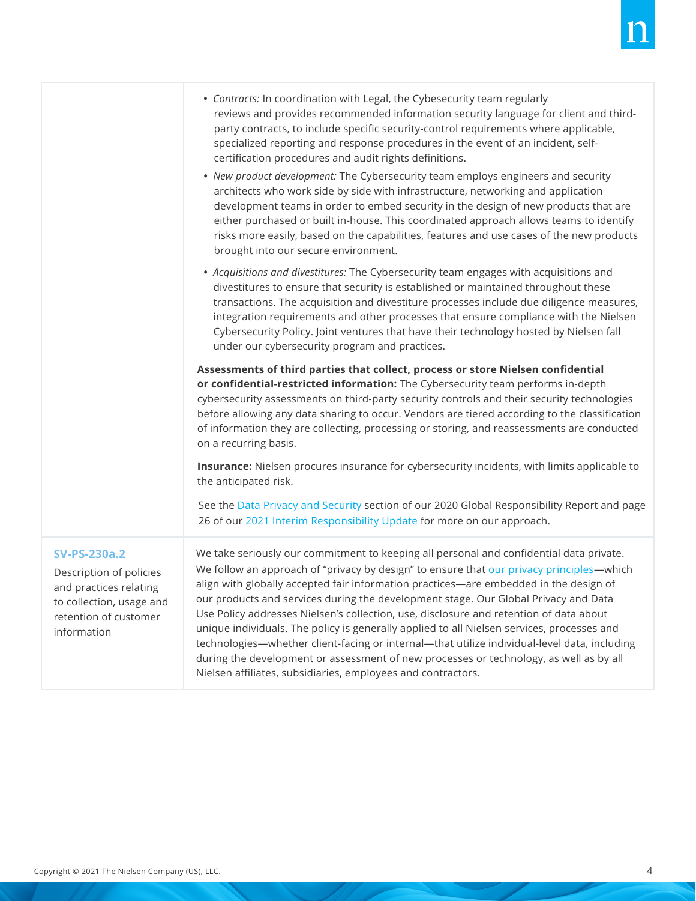| | |
|---|---|
| | • *Contracts:* In coordination with Legal, the Cybesecurity team regularly reviews and provides recommended information security language for client and third-party contracts, to include specific security-control requirements where applicable, specialized reporting and response procedures in the event of an incident, self-certification procedures and audit rights definitions.<br>• *New product development:* The Cybersecurity team employs engineers and security architects who work side by side with infrastructure, networking and application development teams in order to embed security in the design of new products that are either purchased or built in-house. This coordinated approach allows teams to identify risks more easily, based on the capabilities, features and use cases of the new products brought into our secure environment.<br>• *Acquisitions and divestitures:* The Cybersecurity team engages with acquisitions and divestitures to ensure that security is established or maintained throughout these transactions. The acquisition and divestiture processes include due diligence measures, integration requirements and other processes that ensure compliance with the Nielsen Cybersecurity Policy. Joint ventures that have their technology hosted by Nielsen fall under our cybersecurity program and practices.<br><br>**Assessments of third parties that collect, process or store Nielsen confidential or confidential-restricted information:** The Cybersecurity team performs in-depth cybersecurity assessments on third-party security controls and their security technologies before allowing any data sharing to occur. Vendors are tiered according to the classification of information they are collecting, processing or storing, and reassessments are conducted on a recurring basis.<br><br>**Insurance:** Nielsen procures insurance for cybersecurity incidents, with limits applicable to the anticipated risk.<br><br>See the Data Privacy and Security section of our 2020 Global Responsibility Report and page 26 of our 2021 Interim Responsibility Update for more on our approach. |
| **SV-PS-230a.2**<br>Description of policies and practices relating to collection, usage and retention of customer information | We take seriously our commitment to keeping all personal and confidential data private. We follow an approach of "privacy by design" to ensure that our privacy principles—which align with globally accepted fair information practices—are embedded in the design of our products and services during the development stage. Our Global Privacy and Data Use Policy addresses Nielsen's collection, use, disclosure and retention of data about unique individuals. The policy is generally applied to all Nielsen services, processes and technologies—whether client-facing or internal—that utilize individual-level data, including during the development or assessment of new processes or technology, as well as by all Nielsen affiliates, subsidiaries, employees and contractors. |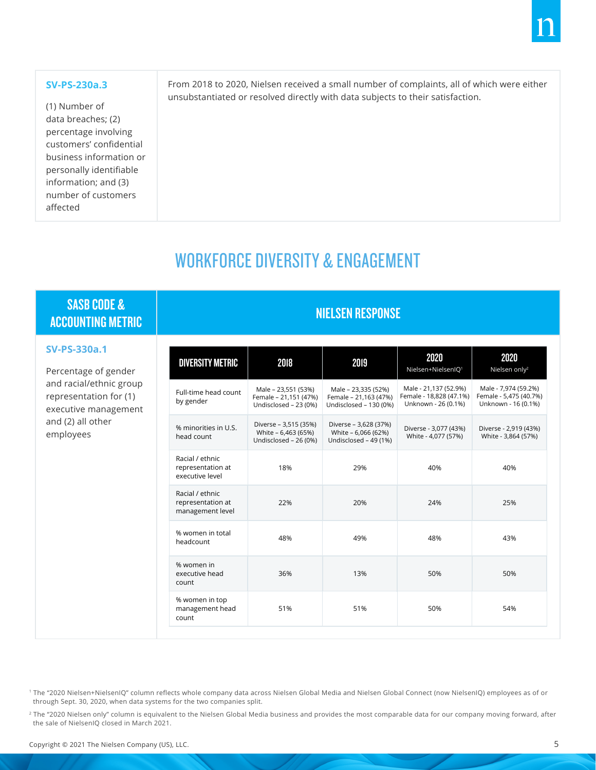| SASB CODE & ACCOUNTING METRIC | NIELSEN RESPONSE |
|---|---|
| **SV-PS-230a.3**<br>(1) Number of data breaches; (2) percentage involving customers' confidential business information or personally identifiable information; and (3) number of customers affected | From 2018 to 2020, Nielsen received a small number of complaints, all of which were either unsubstantiated or resolved directly with data subjects to their satisfaction. |

## WORKFORCE DIVERSITY & ENGAGEMENT

| SASB CODE & ACCOUNTING METRIC | NIELSEN RESPONSE |
|---|---|
| **SV-PS-330a.1**<br>Percentage of gender and racial/ethnic group representation for (1) executive management and (2) all other employees | See table below |

| DIVERSITY METRIC | 2018 | 2019 | 2020 Nielsen+NielsenIQ[1] | 2020 Nielsen only[2] |
|---|---|---|---|---|
| Full-time head count by gender | Male – 23,551 (53%)<br>Female – 21,151 (47%)<br>Undisclosed – 23 (0%) | Male – 23,335 (52%)<br>Female – 21,163 (47%)<br>Undisclosed – 130 (0%) | Male - 21,137 (52.9%)<br>Female - 18,828 (47.1%)<br>Unknown - 26 (0.1%) | Male - 7,974 (59.2%)<br>Female - 5,475 (40.7%)<br>Unknown - 16 (0.1%) |
| % minorities in U.S. head count | Diverse – 3,515 (35%)<br>White – 6,463 (65%)<br>Undisclosed – 26 (0%) | Diverse – 3,628 (37%)<br>White – 6,066 (62%)<br>Undisclosed – 49 (1%) | Diverse - 3,077 (43%)<br>White - 4,077 (57%) | Diverse - 2,919 (43%)<br>White - 3,864 (57%) |
| Racial / ethnic representation at executive level | 18% | 29% | 40% | 40% |
| Racial / ethnic representation at management level | 22% | 20% | 24% | 25% |
| % women in total headcount | 48% | 49% | 48% | 43% |
| % women in executive head count | 36% | 13% | 50% | 50% |
| % women in top management head count | 51% | 51% | 50% | 54% |

[1] The "2020 Nielsen+NielsenIQ" column reflects whole company data across Nielsen Global Media and Nielsen Global Connect (now NielsenIQ) employees as of or through Sept. 30, 2020, when data systems for the two companies split.

[2] The "2020 Nielsen only" column is equivalent to the Nielsen Global Media business and provides the most comparable data for our company moving forward, after the sale of NielsenIQ closed in March 2021.

Copyright © 2021 The Nielsen Company (US), LLC.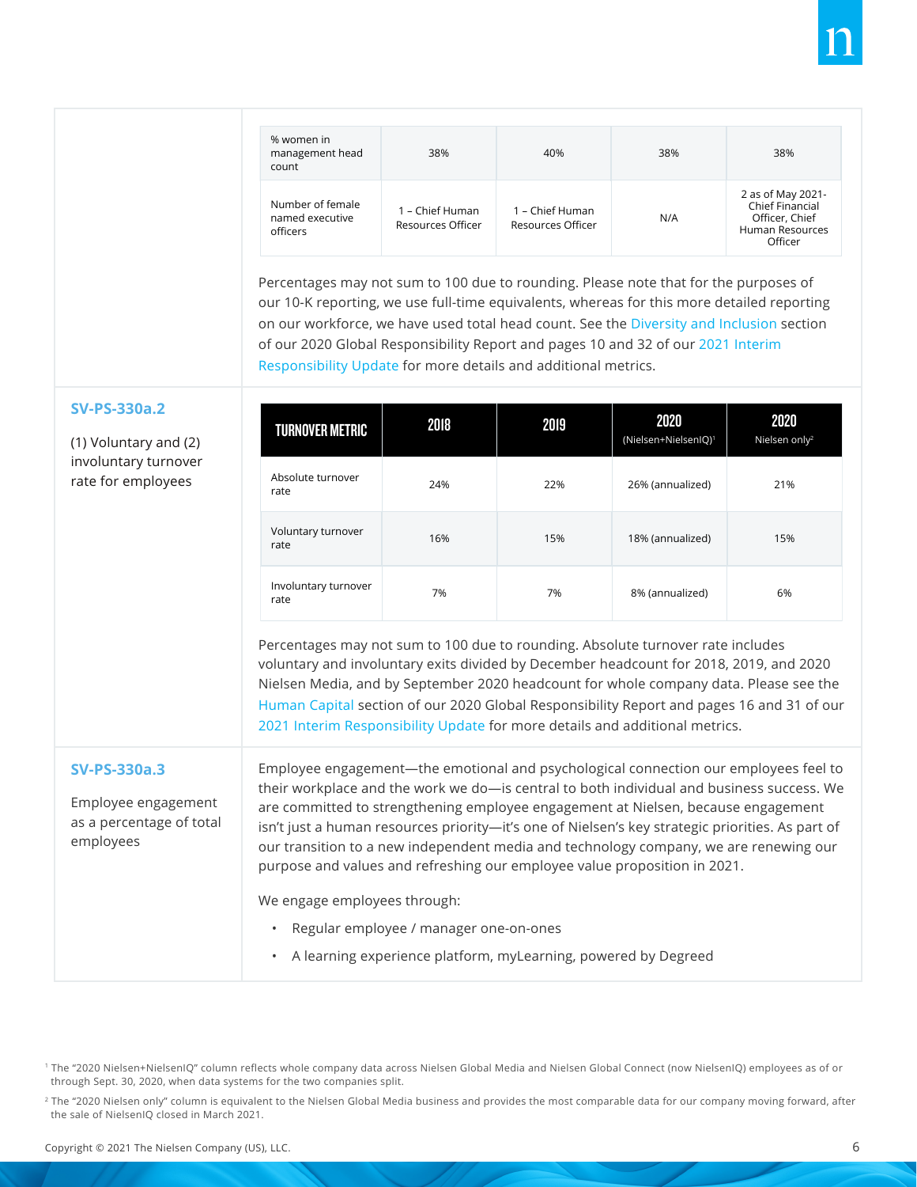| | | | | |
|---|---|---|---|---|
| % women in management head count | 38% | 40% | 38% | 38% |
| Number of female named executive officers | 1 – Chief Human Resources Officer | 1 – Chief Human Resources Officer | N/A | 2 as of May 2021- Chief Financial Officer, Chief Human Resources Officer |

Percentages may not sum to 100 due to rounding. Please note that for the purposes of our 10-K reporting, we use full-time equivalents, whereas for this more detailed reporting on our workforce, we have used total head count. See the Diversity and Inclusion section of our 2020 Global Responsibility Report and pages 10 and 32 of our 2021 Interim Responsibility Update for more details and additional metrics.

### SV-PS-330a.2

(1) Voluntary and (2) involuntary turnover rate for employees

| TURNOVER METRIC | 2018 | 2019 | 2020 (Nielsen+NielsenIQ)[1] | 2020 Nielsen only[2] |
|---|---|---|---|---|
| Absolute turnover rate | 24% | 22% | 26% (annualized) | 21% |
| Voluntary turnover rate | 16% | 15% | 18% (annualized) | 15% |
| Involuntary turnover rate | 7% | 7% | 8% (annualized) | 6% |

Percentages may not sum to 100 due to rounding. Absolute turnover rate includes voluntary and involuntary exits divided by December headcount for 2018, 2019, and 2020 Nielsen Media, and by September 2020 headcount for whole company data. Please see the Human Capital section of our 2020 Global Responsibility Report and pages 16 and 31 of our 2021 Interim Responsibility Update for more details and additional metrics.

### SV-PS-330a.3

Employee engagement as a percentage of total employees

Employee engagement—the emotional and psychological connection our employees feel to their workplace and the work we do—is central to both individual and business success. We are committed to strengthening employee engagement at Nielsen, because engagement isn't just a human resources priority—it's one of Nielsen's key strategic priorities. As part of our transition to a new independent media and technology company, we are renewing our purpose and values and refreshing our employee value proposition in 2021.

We engage employees through:

- Regular employee / manager one-on-ones
- A learning experience platform, myLearning, powered by Degreed

[1] The "2020 Nielsen+NielsenIQ" column reflects whole company data across Nielsen Global Media and Nielsen Global Connect (now NielsenIQ) employees as of or through Sept. 30, 2020, when data systems for the two companies split.

[2] The "2020 Nielsen only" column is equivalent to the Nielsen Global Media business and provides the most comparable data for our company moving forward, after the sale of NielsenIQ closed in March 2021.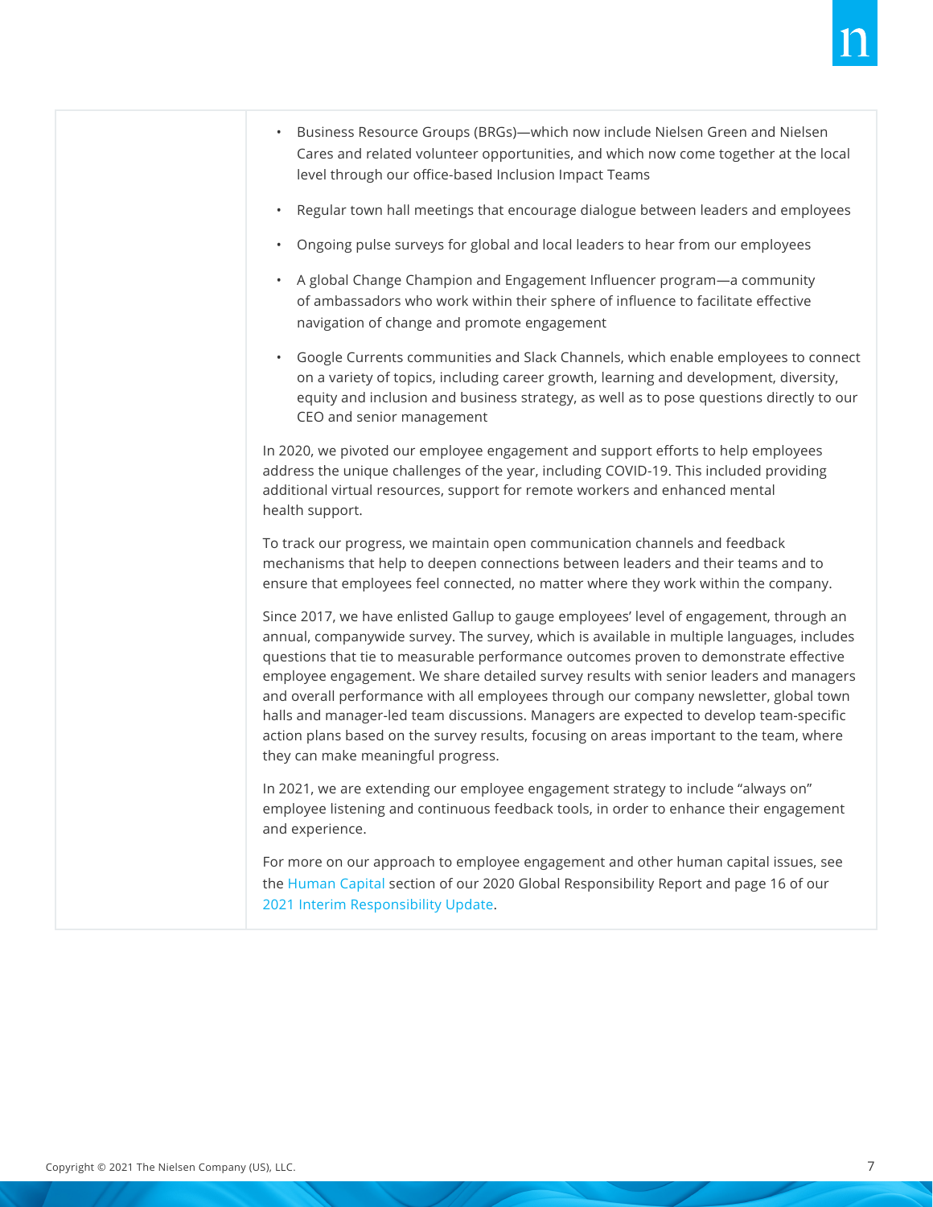- Business Resource Groups (BRGs)—which now include Nielsen Green and Nielsen Cares and related volunteer opportunities, and which now come together at the local level through our office-based Inclusion Impact Teams
- Regular town hall meetings that encourage dialogue between leaders and employees
- Ongoing pulse surveys for global and local leaders to hear from our employees
- A global Change Champion and Engagement Influencer program—a community of ambassadors who work within their sphere of influence to facilitate effective navigation of change and promote engagement
- Google Currents communities and Slack Channels, which enable employees to connect on a variety of topics, including career growth, learning and development, diversity, equity and inclusion and business strategy, as well as to pose questions directly to our CEO and senior management

In 2020, we pivoted our employee engagement and support efforts to help employees address the unique challenges of the year, including COVID-19. This included providing additional virtual resources, support for remote workers and enhanced mental health support.

To track our progress, we maintain open communication channels and feedback mechanisms that help to deepen connections between leaders and their teams and to ensure that employees feel connected, no matter where they work within the company.

Since 2017, we have enlisted Gallup to gauge employees' level of engagement, through an annual, companywide survey. The survey, which is available in multiple languages, includes questions that tie to measurable performance outcomes proven to demonstrate effective employee engagement. We share detailed survey results with senior leaders and managers and overall performance with all employees through our company newsletter, global town halls and manager-led team discussions. Managers are expected to develop team-specific action plans based on the survey results, focusing on areas important to the team, where they can make meaningful progress.

In 2021, we are extending our employee engagement strategy to include "always on" employee listening and continuous feedback tools, in order to enhance their engagement and experience.

For more on our approach to employee engagement and other human capital issues, see the Human Capital section of our 2020 Global Responsibility Report and page 16 of our 2021 Interim Responsibility Update.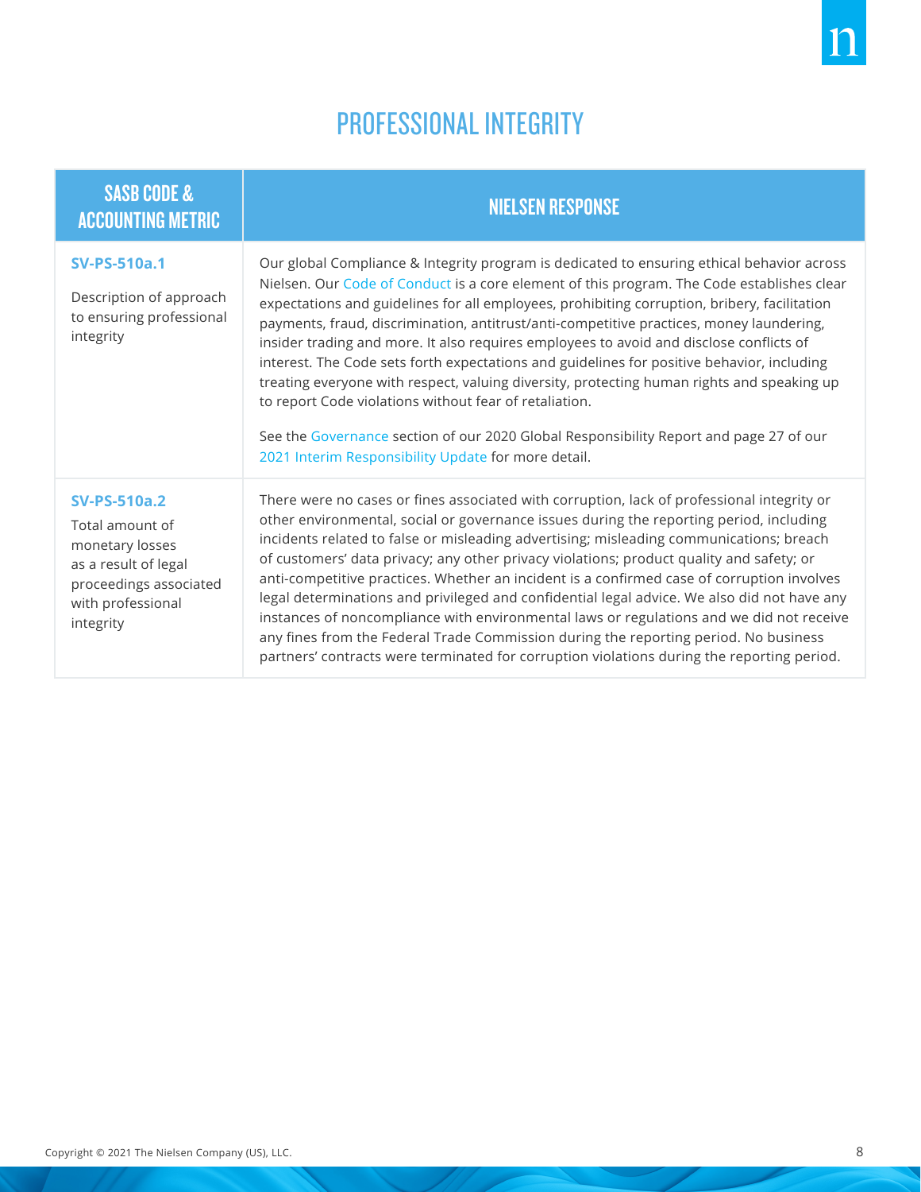# PROFESSIONAL INTEGRITY

| SASB CODE & ACCOUNTING METRIC | NIELSEN RESPONSE |
|---|---|
| **SV-PS-510a.1** Description of approach to ensuring professional integrity | Our global Compliance & Integrity program is dedicated to ensuring ethical behavior across Nielsen. Our Code of Conduct is a core element of this program. The Code establishes clear expectations and guidelines for all employees, prohibiting corruption, bribery, facilitation payments, fraud, discrimination, antitrust/anti-competitive practices, money laundering, insider trading and more. It also requires employees to avoid and disclose conflicts of interest. The Code sets forth expectations and guidelines for positive behavior, including treating everyone with respect, valuing diversity, protecting human rights and speaking up to report Code violations without fear of retaliation. <br><br> See the Governance section of our 2020 Global Responsibility Report and page 27 of our 2021 Interim Responsibility Update for more detail. |
| **SV-PS-510a.2** Total amount of monetary losses as a result of legal proceedings associated with professional integrity | There were no cases or fines associated with corruption, lack of professional integrity or other environmental, social or governance issues during the reporting period, including incidents related to false or misleading advertising; misleading communications; breach of customers' data privacy; any other privacy violations; product quality and safety; or anti-competitive practices. Whether an incident is a confirmed case of corruption involves legal determinations and privileged and confidential legal advice. We also did not have any instances of noncompliance with environmental laws or regulations and we did not receive any fines from the Federal Trade Commission during the reporting period. No business partners' contracts were terminated for corruption violations during the reporting period. |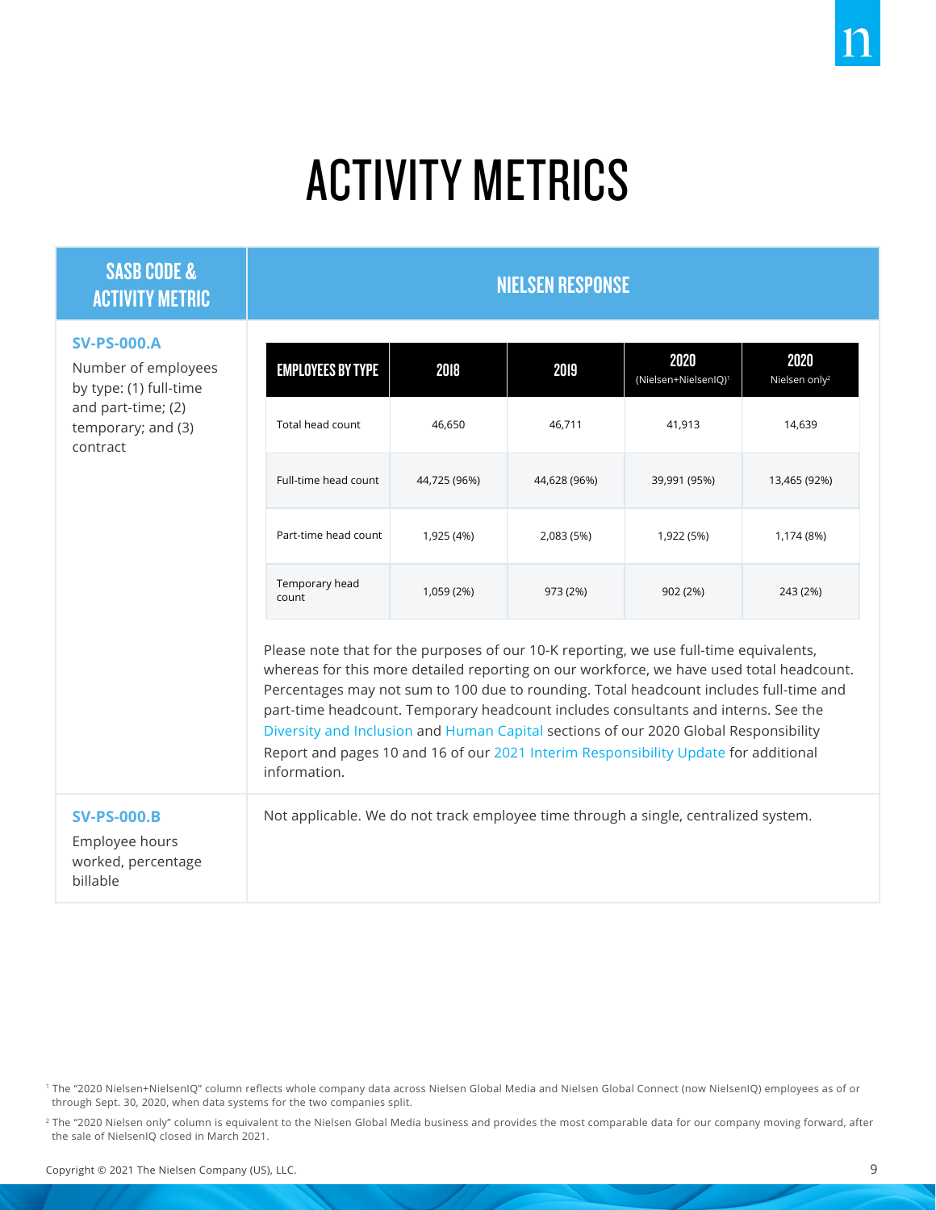# ACTIVITY METRICS

| SASB CODE & ACTIVITY METRIC | NIELSEN RESPONSE |
|---|---|
| **SV-PS-000.A** Number of employees by type: (1) full-time and part-time; (2) temporary; and (3) contract | See table and note below |
| **SV-PS-000.B** Employee hours worked, percentage billable | Not applicable. We do not track employee time through a single, centralized system. |

| EMPLOYEES BY TYPE | 2018 | 2019 | 2020 (Nielsen+NielsenIQ)[1] | 2020 Nielsen only[2] |
|---|---|---|---|---|
| Total head count | 46,650 | 46,711 | 41,913 | 14,639 |
| Full-time head count | 44,725 (96%) | 44,628 (96%) | 39,991 (95%) | 13,465 (92%) |
| Part-time head count | 1,925 (4%) | 2,083 (5%) | 1,922 (5%) | 1,174 (8%) |
| Temporary head count | 1,059 (2%) | 973 (2%) | 902 (2%) | 243 (2%) |

Please note that for the purposes of our 10-K reporting, we use full-time equivalents, whereas for this more detailed reporting on our workforce, we have used total headcount. Percentages may not sum to 100 due to rounding. Total headcount includes full-time and part-time headcount. Temporary headcount includes consultants and interns. See the Diversity and Inclusion and Human Capital sections of our 2020 Global Responsibility Report and pages 10 and 16 of our 2021 Interim Responsibility Update for additional information.

[1] The "2020 Nielsen+NielsenIQ" column reflects whole company data across Nielsen Global Media and Nielsen Global Connect (now NielsenIQ) employees as of or through Sept. 30, 2020, when data systems for the two companies split.

[2] The "2020 Nielsen only" column is equivalent to the Nielsen Global Media business and provides the most comparable data for our company moving forward, after the sale of NielsenIQ closed in March 2021.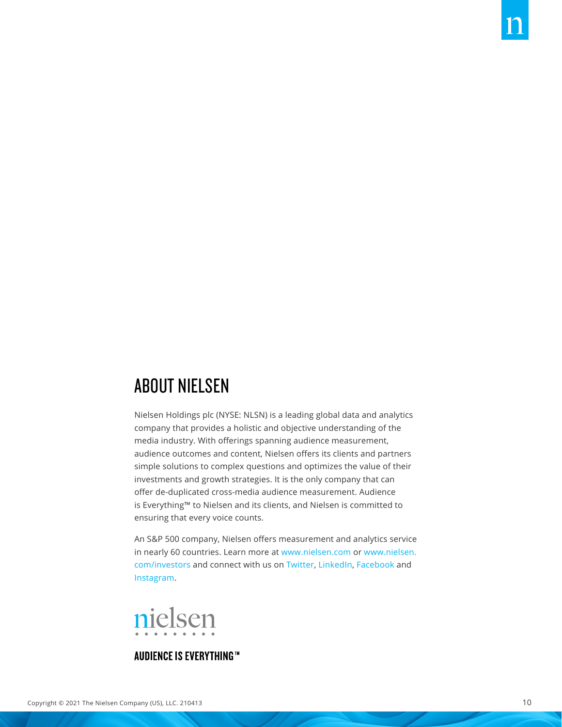## ABOUT NIELSEN

Nielsen Holdings plc (NYSE: NLSN) is a leading global data and analytics company that provides a holistic and objective understanding of the media industry. With offerings spanning audience measurement, audience outcomes and content, Nielsen offers its clients and partners simple solutions to complex questions and optimizes the value of their investments and growth strategies. It is the only company that can offer de-duplicated cross-media audience measurement. Audience is Everything™ to Nielsen and its clients, and Nielsen is committed to ensuring that every voice counts.

An S&P 500 company, Nielsen offers measurement and analytics service in nearly 60 countries. Learn more at www.nielsen.com or www.nielsen.com/investors and connect with us on Twitter, LinkedIn, Facebook and Instagram.

nielsen

**AUDIENCE IS EVERYTHING™**

Copyright © 2021 The Nielsen Company (US), LLC. 210413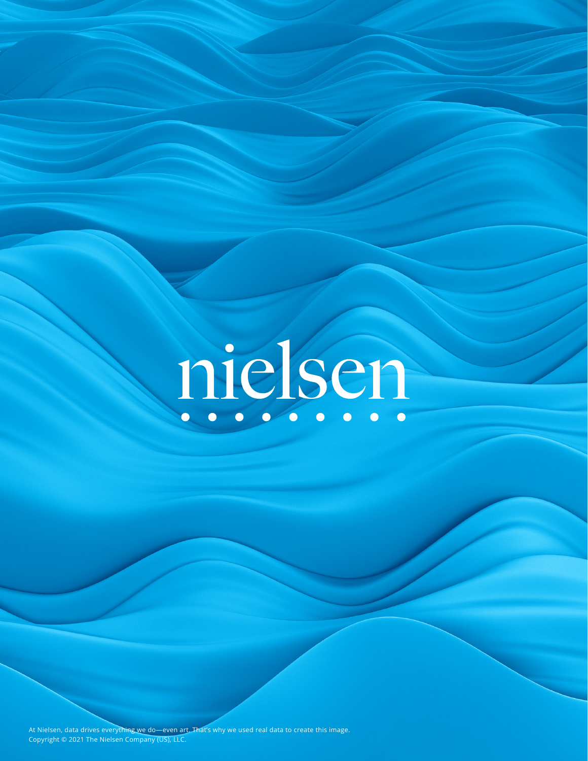nielsen

At Nielsen, data drives everything we do—even art. That's why we used real data to create this image.
Copyright © 2021 The Nielsen Company (US), LLC.